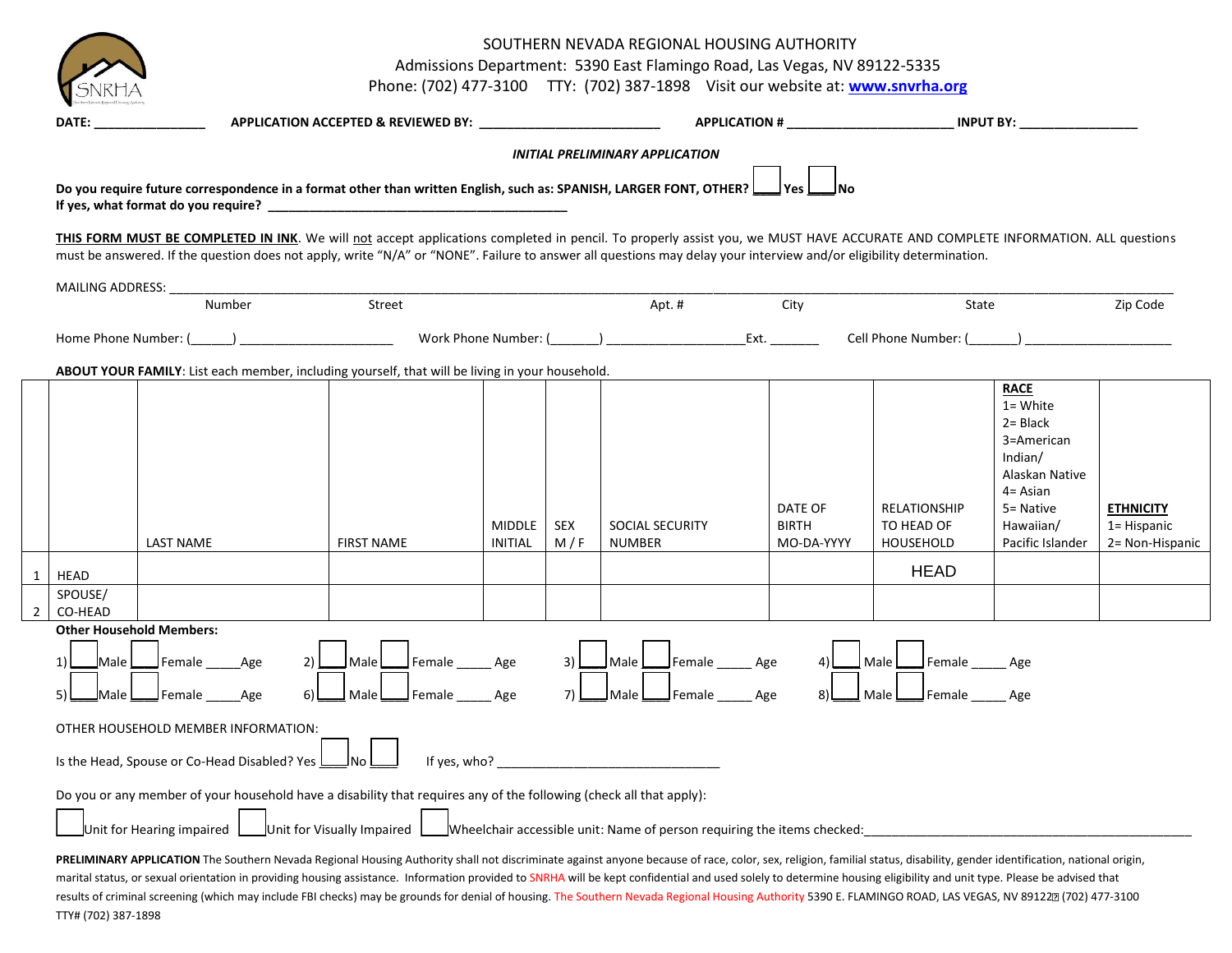SOUTHERN NEVADA REGIONAL HOUSING AUTHORITY

Admissions Department: 5390 East Flamingo Road, Las Vegas, NV 89122-5335

Phone: (702) 477-3100 TTY: (702) 387-1898 Visit our website at: **www.snvrha.org**

**DATE:** ________________ **APPLICATION ACCEPTED & REVIEWED BY:** __________________________ **APPLICATION #** ________________________ **INPUT BY:** _________________

***INITIAL PRELIMINARY APPLICATION***

**Do you require future correspondence in a format other than written English, such as: SPANISH, LARGER FONT, OTHER?** ____ **Yes** ____ **No**
**If yes, what format do you require?** ____________________________________________

**THIS FORM MUST BE COMPLETED IN INK**. We will not accept applications completed in pencil. To properly assist you, we MUST HAVE ACCURATE AND COMPLETE INFORMATION. ALL questions must be answered. If the question does not apply, write "N/A" or "NONE". Failure to answer all questions may delay your interview and/or eligibility determination.

MAILING ADDRESS: ____________________________________________________________
Number Street Apt. # City State Zip Code

Home Phone Number: (______) ______________________ Work Phone Number: (_______) ____________________Ext. _______ Cell Phone Number: (_______) ______________________

**ABOUT YOUR FAMILY**: List each member, including yourself, that will be living in your household.

| | | LAST NAME | FIRST NAME | MIDDLE INITIAL | SEX M / F | SOCIAL SECURITY NUMBER | DATE OF BIRTH MO-DA-YYYY | RELATIONSHIP TO HEAD OF HOUSEHOLD | **RACE** 1= White 2= Black 3=American Indian/ Alaskan Native 4= Asian 5= Native Hawaiian/ Pacific Islander | **ETHNICITY** 1= Hispanic 2= Non-Hispanic |
|---|---|---|---|---|---|---|---|---|---|---|
| 1 | HEAD | | | | | | | HEAD | | |
| 2 | SPOUSE/ CO-HEAD | | | | | | | | | |

**Other Household Members:**

1) ____Male ____Female _____Age 2) ____Male ____Female _____ Age 3) ____Male ____Female _____ Age 4) ____Male ____Female _____ Age

5) ____Male ____Female _____Age 6) ____Male ____Female _____ Age 7) ____Male ____Female _____ Age 8) ____Male ____Female _____ Age

OTHER HOUSEHOLD MEMBER INFORMATION:

Is the Head, Spouse or Co-Head Disabled? Yes ____No ____ If yes, who? ________________________________

Do you or any member of your household have a disability that requires any of the following (check all that apply):

☐ Unit for Hearing impaired ☐ Unit for Visually Impaired ☐ Wheelchair accessible unit: Name of person requiring the items checked:________________________________________________

**PRELIMINARY APPLICATION** The Southern Nevada Regional Housing Authority shall not discriminate against anyone because of race, color, sex, religion, familial status, disability, gender identification, national origin, marital status, or sexual orientation in providing housing assistance. Information provided to SNRHA will be kept confidential and used solely to determine housing eligibility and unit type. Please be advised that results of criminal screening (which may include FBI checks) may be grounds for denial of housing. The Southern Nevada Regional Housing Authority 5390 E. FLAMINGO ROAD, LAS VEGAS, NV 89122 (702) 477-3100 TTY# (702) 387-1898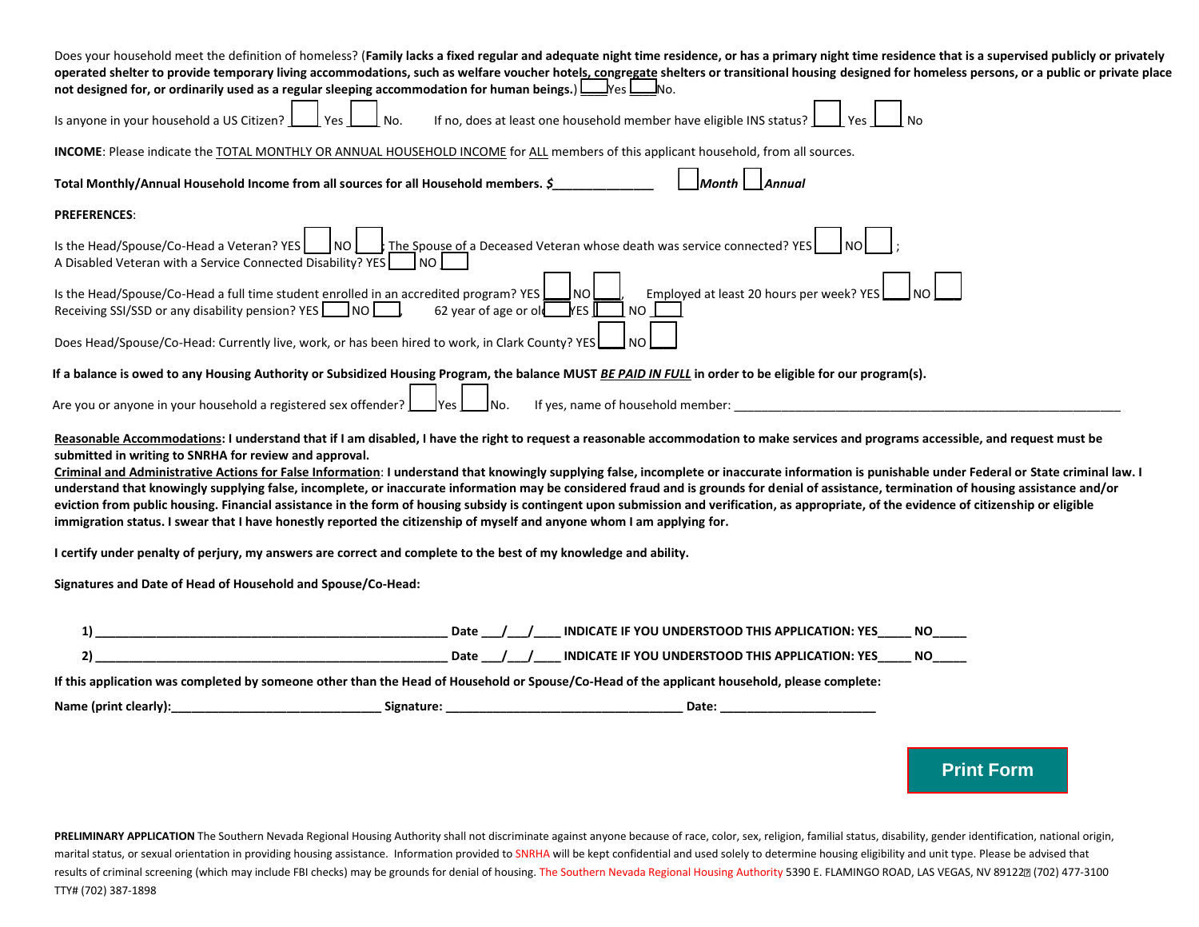Does your household meet the definition of homeless? (**Family lacks a fixed regular and adequate night time residence, or has a primary night time residence that is a supervised publicly or privately operated shelter to provide temporary living accommodations, such as welfare voucher hotels, congregate shelters or transitional housing designed for homeless persons, or a public or private place not designed for, or ordinarily used as a regular sleeping accommodation for human beings.**) ____Yes ____No.

Is anyone in your household a US Citizen? ____ Yes ____ No. If no, does at least one household member have eligible INS status? ____ Yes ____ No

**INCOME**: Please indicate the TOTAL MONTHLY OR ANNUAL HOUSEHOLD INCOME for ALL members of this applicant household, from all sources.

**Total Monthly/Annual Household Income from all sources for all Household members. $_______________** ____ ***Month*** ____ ***Annual***

**PREFERENCES**:

Is the Head/Spouse/Co-Head a Veteran? YES ____ NO ____; The Spouse of a Deceased Veteran whose death was service connected? YES ____ NO ____;
A Disabled Veteran with a Service Connected Disability? YES ____ NO ____

Is the Head/Spouse/Co-Head a full time student enrolled in an accredited program? YES ____ NO ____, Employed at least 20 hours per week? YES ____ NO ____
Receiving SSI/SSD or any disability pension? YES ____ NO ____, 62 year of age or older YES ____ NO ____

Does Head/Spouse/Co-Head: Currently live, work, or has been hired to work, in Clark County? YES ____ NO ____

**If a balance is owed to any Housing Authority or Subsidized Housing Program, the balance MUST *BE PAID IN FULL* in order to be eligible for our program(s).**

Are you or anyone in your household a registered sex offender? ____ Yes ____ No. If yes, name of household member: ____________________________________________________________

**Reasonable Accommodations: I understand that if I am disabled, I have the right to request a reasonable accommodation to make services and programs accessible, and request must be submitted in writing to SNRHA for review and approval.**

**Criminal and Administrative Actions for False Information: I understand that knowingly supplying false, incomplete or inaccurate information is punishable under Federal or State criminal law. I understand that knowingly supplying false, incomplete, or inaccurate information may be considered fraud and is grounds for denial of assistance, termination of housing assistance and/or eviction from public housing. Financial assistance in the form of housing subsidy is contingent upon submission and verification, as appropriate, of the evidence of citizenship or eligible immigration status. I swear that I have honestly reported the citizenship of myself and anyone whom I am applying for.**

**I certify under penalty of perjury, my answers are correct and complete to the best of my knowledge and ability.**

**Signatures and Date of Head of Household and Spouse/Co-Head:**

**1) _____________________________________________________ Date ___/___/____ INDICATE IF YOU UNDERSTOOD THIS APPLICATION: YES_____ NO_____**

**2) _____________________________________________________ Date ___/___/____ INDICATE IF YOU UNDERSTOOD THIS APPLICATION: YES_____ NO_____**

**If this application was completed by someone other than the Head of Household or Spouse/Co-Head of the applicant household, please complete:**

**Name (print clearly):_______________________________ Signature: ____________________________________ Date: _______________________**

Print Form

**PRELIMINARY APPLICATION** The Southern Nevada Regional Housing Authority shall not discriminate against anyone because of race, color, sex, religion, familial status, disability, gender identification, national origin, marital status, or sexual orientation in providing housing assistance. Information provided to SNRHA will be kept confidential and used solely to determine housing eligibility and unit type. Please be advised that results of criminal screening (which may include FBI checks) may be grounds for denial of housing. The Southern Nevada Regional Housing Authority 5390 E. FLAMINGO ROAD, LAS VEGAS, NV 89122 (702) 477-3100 TTY# (702) 387-1898